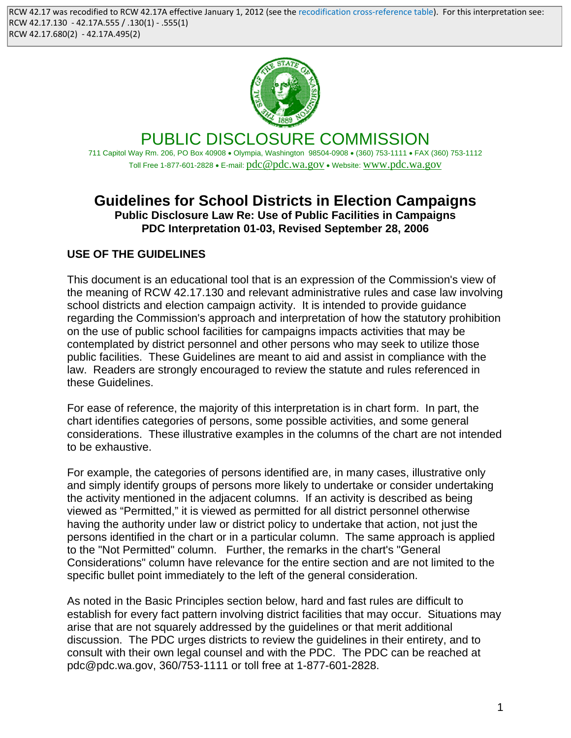RCW 42.17 was recodified to RCW 42.17A effective January 1, 2012 (see the recodification cross-reference table). For this interpretation see:
RCW 42.17.130 - 42.17A.555 / .130(1) - .555(1)
RCW 42.17.680(2) - 42.17A.495(2)

# PUBLIC DISCLOSURE COMMISSION

711 Capitol Way Rm. 206, PO Box 40908 • Olympia, Washington 98504-0908 • (360) 753-1111 • FAX (360) 753-1112
Toll Free 1-877-601-2828 • E-mail: pdc@pdc.wa.gov • Website: www.pdc.wa.gov

## Guidelines for School Districts in Election Campaigns

**Public Disclosure Law Re: Use of Public Facilities in Campaigns**
**PDC Interpretation 01-03, Revised September 28, 2006**

### USE OF THE GUIDELINES

This document is an educational tool that is an expression of the Commission's view of the meaning of RCW 42.17.130 and relevant administrative rules and case law involving school districts and election campaign activity. It is intended to provide guidance regarding the Commission's approach and interpretation of how the statutory prohibition on the use of public school facilities for campaigns impacts activities that may be contemplated by district personnel and other persons who may seek to utilize those public facilities. These Guidelines are meant to aid and assist in compliance with the law. Readers are strongly encouraged to review the statute and rules referenced in these Guidelines.

For ease of reference, the majority of this interpretation is in chart form. In part, the chart identifies categories of persons, some possible activities, and some general considerations. These illustrative examples in the columns of the chart are not intended to be exhaustive.

For example, the categories of persons identified are, in many cases, illustrative only and simply identify groups of persons more likely to undertake or consider undertaking the activity mentioned in the adjacent columns. If an activity is described as being viewed as "Permitted," it is viewed as permitted for all district personnel otherwise having the authority under law or district policy to undertake that action, not just the persons identified in the chart or in a particular column. The same approach is applied to the "Not Permitted" column. Further, the remarks in the chart's "General Considerations" column have relevance for the entire section and are not limited to the specific bullet point immediately to the left of the general consideration.

As noted in the Basic Principles section below, hard and fast rules are difficult to establish for every fact pattern involving district facilities that may occur. Situations may arise that are not squarely addressed by the guidelines or that merit additional discussion. The PDC urges districts to review the guidelines in their entirety, and to consult with their own legal counsel and with the PDC. The PDC can be reached at pdc@pdc.wa.gov, 360/753-1111 or toll free at 1-877-601-2828.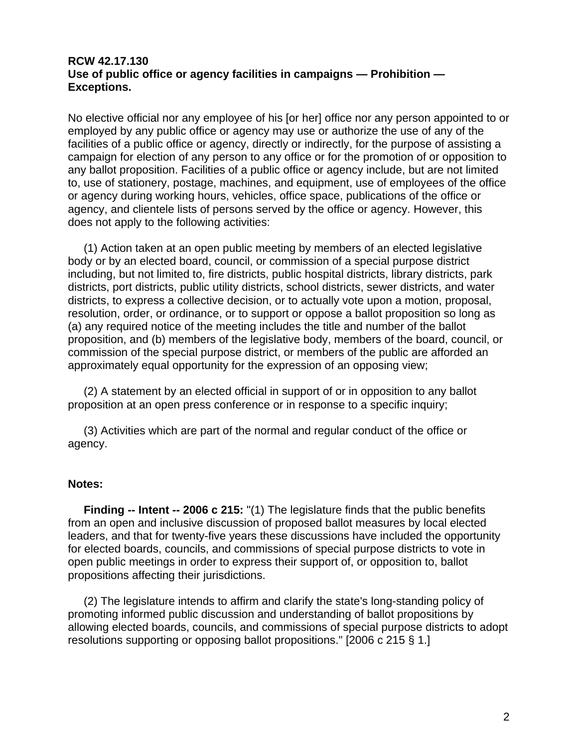**RCW 42.17.130**
**Use of public office or agency facilities in campaigns — Prohibition — Exceptions.**

No elective official nor any employee of his [or her] office nor any person appointed to or employed by any public office or agency may use or authorize the use of any of the facilities of a public office or agency, directly or indirectly, for the purpose of assisting a campaign for election of any person to any office or for the promotion of or opposition to any ballot proposition. Facilities of a public office or agency include, but are not limited to, use of stationery, postage, machines, and equipment, use of employees of the office or agency during working hours, vehicles, office space, publications of the office or agency, and clientele lists of persons served by the office or agency. However, this does not apply to the following activities:

(1) Action taken at an open public meeting by members of an elected legislative body or by an elected board, council, or commission of a special purpose district including, but not limited to, fire districts, public hospital districts, library districts, park districts, port districts, public utility districts, school districts, sewer districts, and water districts, to express a collective decision, or to actually vote upon a motion, proposal, resolution, order, or ordinance, or to support or oppose a ballot proposition so long as (a) any required notice of the meeting includes the title and number of the ballot proposition, and (b) members of the legislative body, members of the board, council, or commission of the special purpose district, or members of the public are afforded an approximately equal opportunity for the expression of an opposing view;

(2) A statement by an elected official in support of or in opposition to any ballot proposition at an open press conference or in response to a specific inquiry;

(3) Activities which are part of the normal and regular conduct of the office or agency.

**Notes:**

**Finding -- Intent -- 2006 c 215:** "(1) The legislature finds that the public benefits from an open and inclusive discussion of proposed ballot measures by local elected leaders, and that for twenty-five years these discussions have included the opportunity for elected boards, councils, and commissions of special purpose districts to vote in open public meetings in order to express their support of, or opposition to, ballot propositions affecting their jurisdictions.

(2) The legislature intends to affirm and clarify the state's long-standing policy of promoting informed public discussion and understanding of ballot propositions by allowing elected boards, councils, and commissions of special purpose districts to adopt resolutions supporting or opposing ballot propositions." [2006 c 215 § 1.]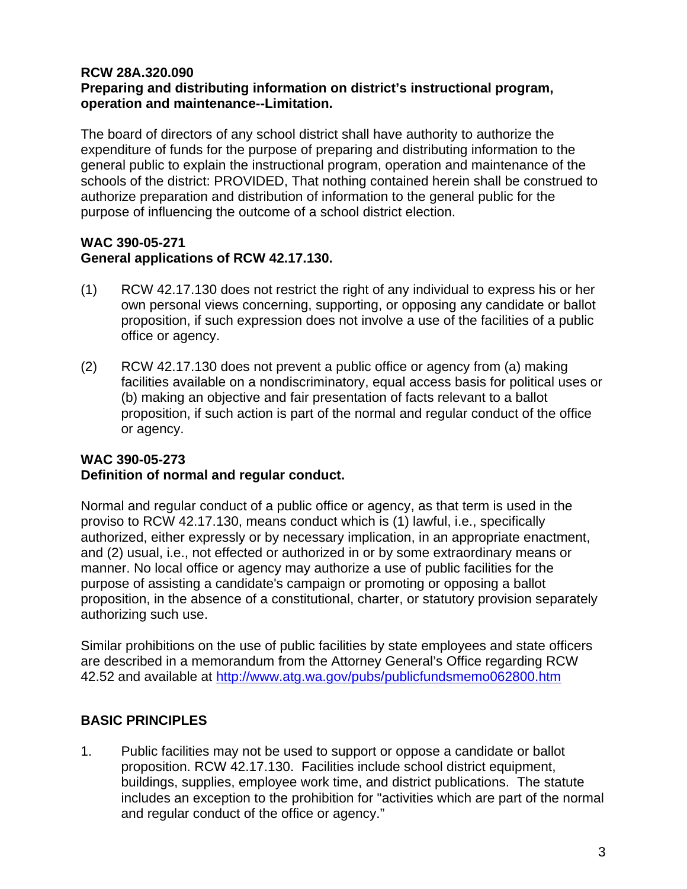**RCW 28A.320.090**
**Preparing and distributing information on district's instructional program, operation and maintenance--Limitation.**

The board of directors of any school district shall have authority to authorize the expenditure of funds for the purpose of preparing and distributing information to the general public to explain the instructional program, operation and maintenance of the schools of the district: PROVIDED, That nothing contained herein shall be construed to authorize preparation and distribution of information to the general public for the purpose of influencing the outcome of a school district election.

**WAC 390-05-271**
**General applications of RCW 42.17.130.**

(1) RCW 42.17.130 does not restrict the right of any individual to express his or her own personal views concerning, supporting, or opposing any candidate or ballot proposition, if such expression does not involve a use of the facilities of a public office or agency.

(2) RCW 42.17.130 does not prevent a public office or agency from (a) making facilities available on a nondiscriminatory, equal access basis for political uses or (b) making an objective and fair presentation of facts relevant to a ballot proposition, if such action is part of the normal and regular conduct of the office or agency.

**WAC 390-05-273**
**Definition of normal and regular conduct.**

Normal and regular conduct of a public office or agency, as that term is used in the proviso to RCW 42.17.130, means conduct which is (1) lawful, i.e., specifically authorized, either expressly or by necessary implication, in an appropriate enactment, and (2) usual, i.e., not effected or authorized in or by some extraordinary means or manner. No local office or agency may authorize a use of public facilities for the purpose of assisting a candidate's campaign or promoting or opposing a ballot proposition, in the absence of a constitutional, charter, or statutory provision separately authorizing such use.

Similar prohibitions on the use of public facilities by state employees and state officers are described in a memorandum from the Attorney General's Office regarding RCW 42.52 and available at [http://www.atg.wa.gov/pubs/publicfundsmemo062800.htm](http://www.atg.wa.gov/pubs/publicfundsmemo062800.htm)

## BASIC PRINCIPLES

1. Public facilities may not be used to support or oppose a candidate or ballot proposition. RCW 42.17.130. Facilities include school district equipment, buildings, supplies, employee work time, and district publications. The statute includes an exception to the prohibition for "activities which are part of the normal and regular conduct of the office or agency."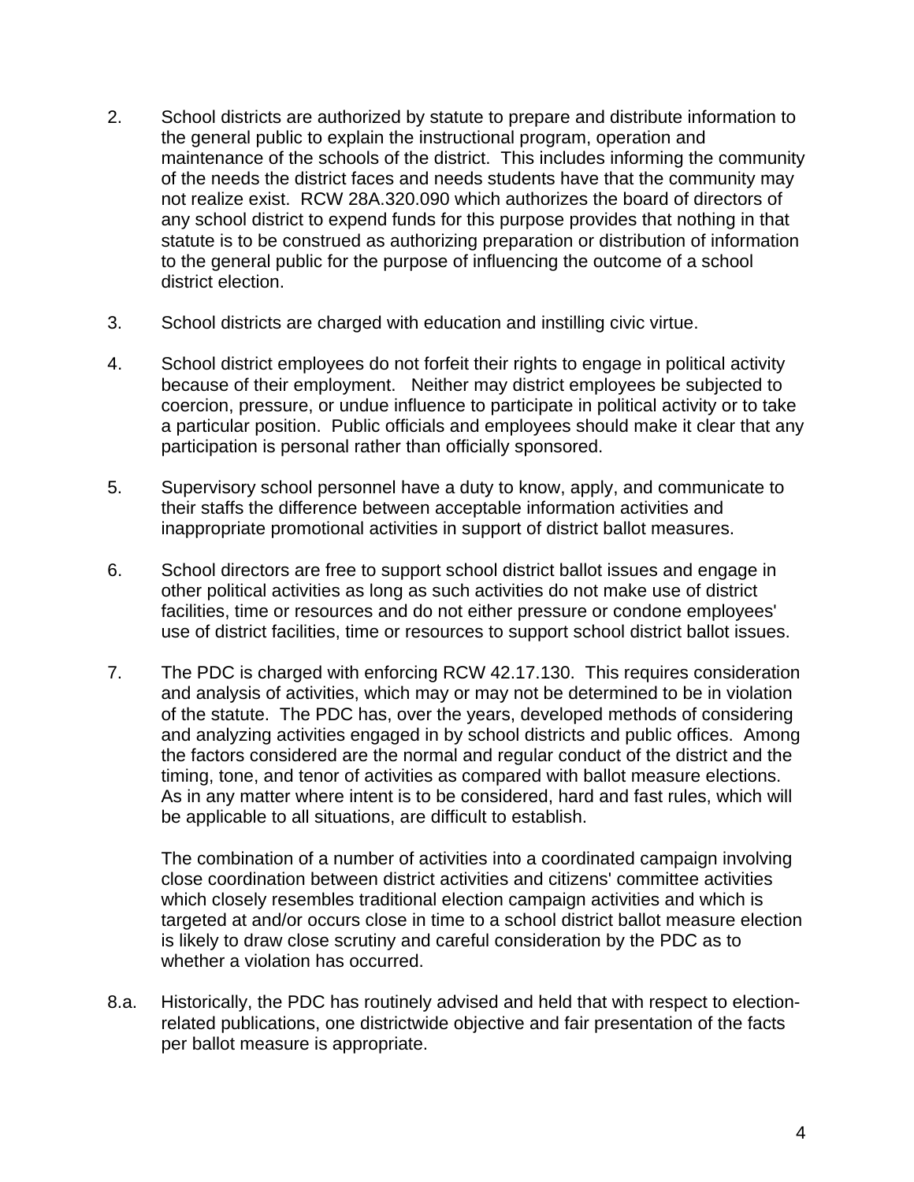2. School districts are authorized by statute to prepare and distribute information to the general public to explain the instructional program, operation and maintenance of the schools of the district. This includes informing the community of the needs the district faces and needs students have that the community may not realize exist. RCW 28A.320.090 which authorizes the board of directors of any school district to expend funds for this purpose provides that nothing in that statute is to be construed as authorizing preparation or distribution of information to the general public for the purpose of influencing the outcome of a school district election.

3. School districts are charged with education and instilling civic virtue.

4. School district employees do not forfeit their rights to engage in political activity because of their employment. Neither may district employees be subjected to coercion, pressure, or undue influence to participate in political activity or to take a particular position. Public officials and employees should make it clear that any participation is personal rather than officially sponsored.

5. Supervisory school personnel have a duty to know, apply, and communicate to their staffs the difference between acceptable information activities and inappropriate promotional activities in support of district ballot measures.

6. School directors are free to support school district ballot issues and engage in other political activities as long as such activities do not make use of district facilities, time or resources and do not either pressure or condone employees' use of district facilities, time or resources to support school district ballot issues.

7. The PDC is charged with enforcing RCW 42.17.130. This requires consideration and analysis of activities, which may or may not be determined to be in violation of the statute. The PDC has, over the years, developed methods of considering and analyzing activities engaged in by school districts and public offices. Among the factors considered are the normal and regular conduct of the district and the timing, tone, and tenor of activities as compared with ballot measure elections. As in any matter where intent is to be considered, hard and fast rules, which will be applicable to all situations, are difficult to establish.

   The combination of a number of activities into a coordinated campaign involving close coordination between district activities and citizens' committee activities which closely resembles traditional election campaign activities and which is targeted at and/or occurs close in time to a school district ballot measure election is likely to draw close scrutiny and careful consideration by the PDC as to whether a violation has occurred.

8.a. Historically, the PDC has routinely advised and held that with respect to election-related publications, one districtwide objective and fair presentation of the facts per ballot measure is appropriate.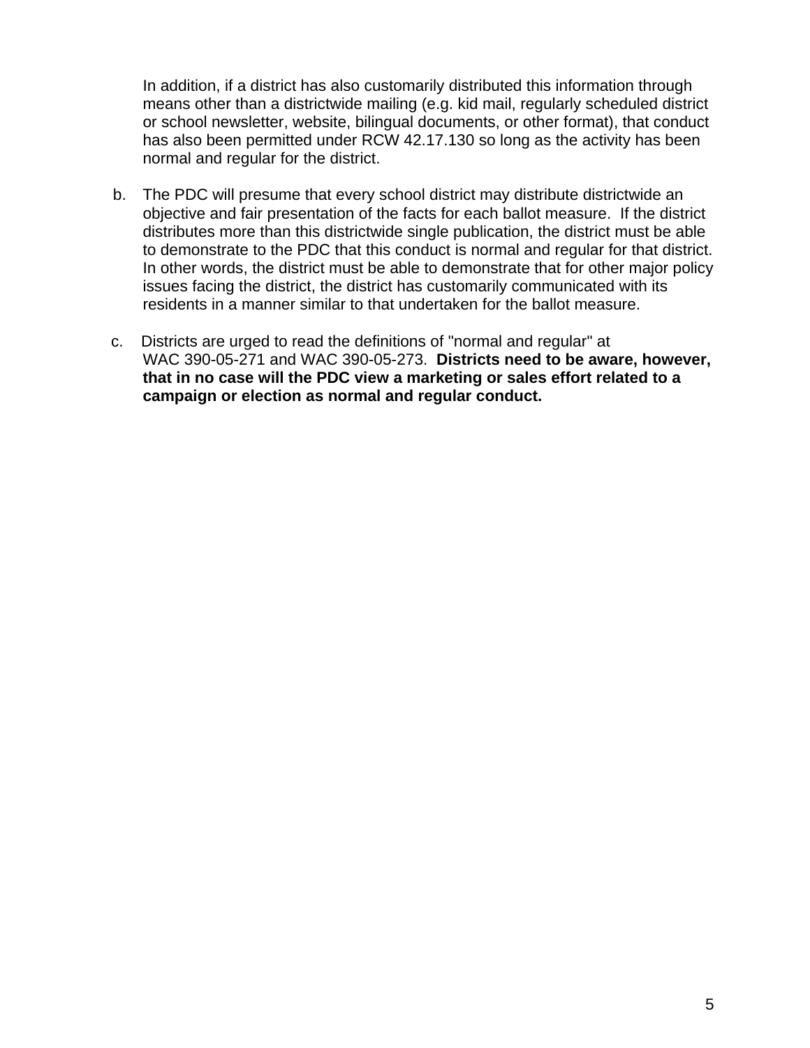In addition, if a district has also customarily distributed this information through means other than a districtwide mailing (e.g. kid mail, regularly scheduled district or school newsletter, website, bilingual documents, or other format), that conduct has also been permitted under RCW 42.17.130 so long as the activity has been normal and regular for the district.

b. The PDC will presume that every school district may distribute districtwide an objective and fair presentation of the facts for each ballot measure. If the district distributes more than this districtwide single publication, the district must be able to demonstrate to the PDC that this conduct is normal and regular for that district. In other words, the district must be able to demonstrate that for other major policy issues facing the district, the district has customarily communicated with its residents in a manner similar to that undertaken for the ballot measure.

c. Districts are urged to read the definitions of "normal and regular" at WAC 390-05-271 and WAC 390-05-273. **Districts need to be aware, however, that in no case will the PDC view a marketing or sales effort related to a campaign or election as normal and regular conduct.**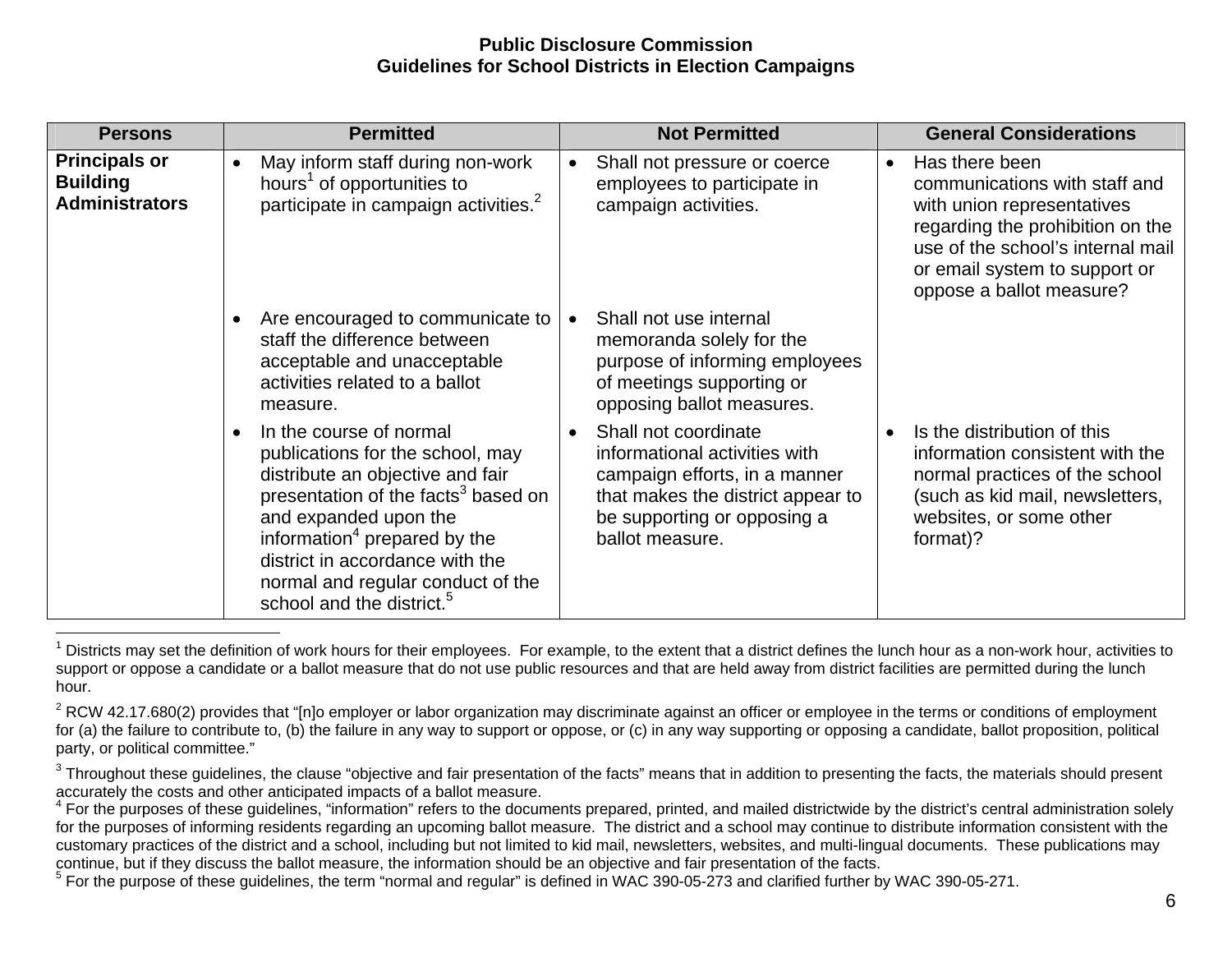| Persons | Permitted | Not Permitted | General Considerations |
|---|---|---|---|
| **Principals or Building Administrators** | • May inform staff during non-work hours[1] of opportunities to participate in campaign activities.[2] | • Shall not pressure or coerce employees to participate in campaign activities. | • Has there been communications with staff and with union representatives regarding the prohibition on the use of the school's internal mail or email system to support or oppose a ballot measure? |
| | • Are encouraged to communicate to staff the difference between acceptable and unacceptable activities related to a ballot measure. | • Shall not use internal memoranda solely for the purpose of informing employees of meetings supporting or opposing ballot measures. | |
| | • In the course of normal publications for the school, may distribute an objective and fair presentation of the facts[3] based on and expanded upon the information[4] prepared by the district in accordance with the normal and regular conduct of the school and the district.[5] | • Shall not coordinate informational activities with campaign efforts, in a manner that makes the district appear to be supporting or opposing a ballot measure. | • Is the distribution of this information consistent with the normal practices of the school (such as kid mail, newsletters, websites, or some other format)? |

[1] Districts may set the definition of work hours for their employees. For example, to the extent that a district defines the lunch hour as a non-work hour, activities to support or oppose a candidate or a ballot measure that do not use public resources and that are held away from district facilities are permitted during the lunch hour.

[2] RCW 42.17.680(2) provides that "[n]o employer or labor organization may discriminate against an officer or employee in the terms or conditions of employment for (a) the failure to contribute to, (b) the failure in any way to support or oppose, or (c) in any way supporting or opposing a candidate, ballot proposition, political party, or political committee."

[3] Throughout these guidelines, the clause "objective and fair presentation of the facts" means that in addition to presenting the facts, the materials should present accurately the costs and other anticipated impacts of a ballot measure.

[4] For the purposes of these guidelines, "information" refers to the documents prepared, printed, and mailed districtwide by the district's central administration solely for the purposes of informing residents regarding an upcoming ballot measure. The district and a school may continue to distribute information consistent with the customary practices of the district and a school, including but not limited to kid mail, newsletters, websites, and multi-lingual documents. These publications may continue, but if they discuss the ballot measure, the information should be an objective and fair presentation of the facts.

[5] For the purpose of these guidelines, the term "normal and regular" is defined in WAC 390-05-273 and clarified further by WAC 390-05-271.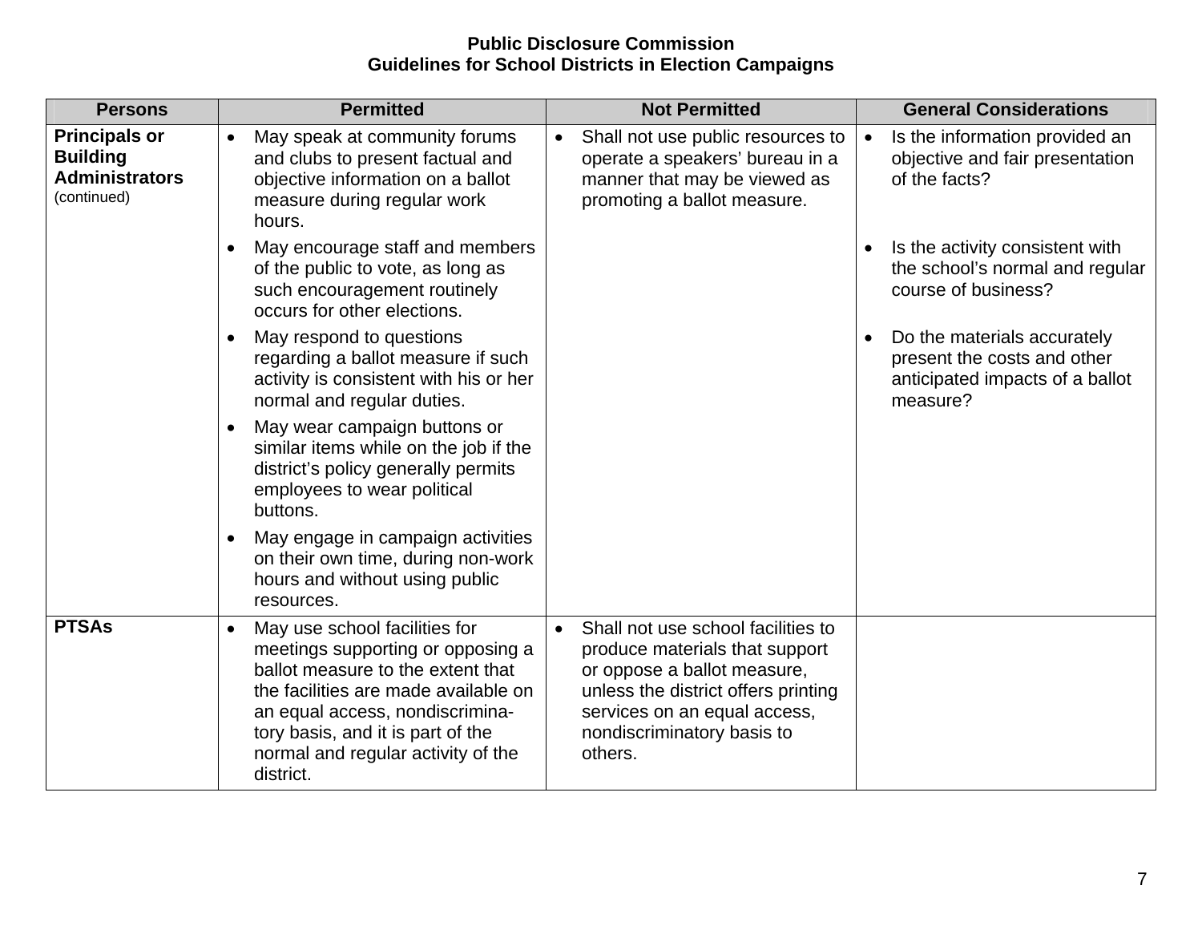**Public Disclosure Commission**
**Guidelines for School Districts in Election Campaigns**

| Persons | Permitted | Not Permitted | General Considerations |
|---|---|---|---|
| **Principals or Building Administrators** (continued) | • May speak at community forums and clubs to present factual and objective information on a ballot measure during regular work hours.<br>• May encourage staff and members of the public to vote, as long as such encouragement routinely occurs for other elections.<br>• May respond to questions regarding a ballot measure if such activity is consistent with his or her normal and regular duties.<br>• May wear campaign buttons or similar items while on the job if the district's policy generally permits employees to wear political buttons.<br>• May engage in campaign activities on their own time, during non-work hours and without using public resources. | • Shall not use public resources to operate a speakers' bureau in a manner that may be viewed as promoting a ballot measure. | • Is the information provided an objective and fair presentation of the facts?<br>• Is the activity consistent with the school's normal and regular course of business?<br>• Do the materials accurately present the costs and other anticipated impacts of a ballot measure? |
| **PTSAs** | • May use school facilities for meetings supporting or opposing a ballot measure to the extent that the facilities are made available on an equal access, nondiscriminatory basis, and it is part of the normal and regular activity of the district. | • Shall not use school facilities to produce materials that support or oppose a ballot measure, unless the district offers printing services on an equal access, nondiscriminatory basis to others. | |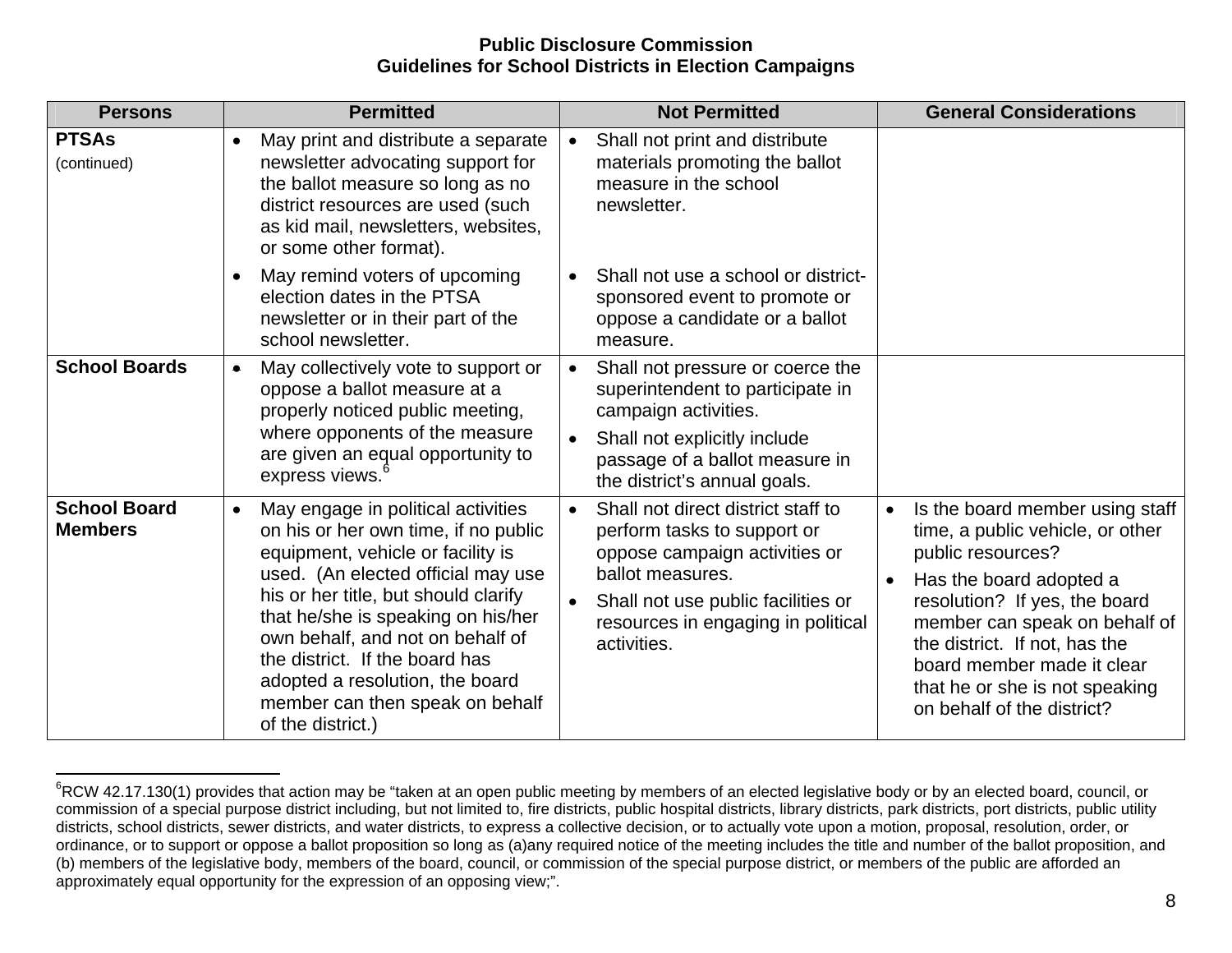**Public Disclosure Commission**
**Guidelines for School Districts in Election Campaigns**

| Persons | Permitted | Not Permitted | General Considerations |
|---|---|---|---|
| **PTSAs** (continued) | • May print and distribute a separate newsletter advocating support for the ballot measure so long as no district resources are used (such as kid mail, newsletters, websites, or some other format).<br>• May remind voters of upcoming election dates in the PTSA newsletter or in their part of the school newsletter. | • Shall not print and distribute materials promoting the ballot measure in the school newsletter.<br>• Shall not use a school or district-sponsored event to promote or oppose a candidate or a ballot measure. | |
| **School Boards** | • May collectively vote to support or oppose a ballot measure at a properly noticed public meeting, where opponents of the measure are given an equal opportunity to express views.[6] | • Shall not pressure or coerce the superintendent to participate in campaign activities.<br>• Shall not explicitly include passage of a ballot measure in the district's annual goals. | |
| **School Board Members** | • May engage in political activities on his or her own time, if no public equipment, vehicle or facility is used. (An elected official may use his or her title, but should clarify that he/she is speaking on his/her own behalf, and not on behalf of the district. If the board has adopted a resolution, the board member can then speak on behalf of the district.) | • Shall not direct district staff to perform tasks to support or oppose campaign activities or ballot measures.<br>• Shall not use public facilities or resources in engaging in political activities. | • Is the board member using staff time, a public vehicle, or other public resources?<br>• Has the board adopted a resolution? If yes, the board member can speak on behalf of the district. If not, has the board member made it clear that he or she is not speaking on behalf of the district? |

[6] RCW 42.17.130(1) provides that action may be "taken at an open public meeting by members of an elected legislative body or by an elected board, council, or commission of a special purpose district including, but not limited to, fire districts, public hospital districts, library districts, park districts, port districts, public utility districts, school districts, sewer districts, and water districts, to express a collective decision, or to actually vote upon a motion, proposal, resolution, order, or ordinance, or to support or oppose a ballot proposition so long as (a)any required notice of the meeting includes the title and number of the ballot proposition, and (b) members of the legislative body, members of the board, council, or commission of the special purpose district, or members of the public are afforded an approximately equal opportunity for the expression of an opposing view;".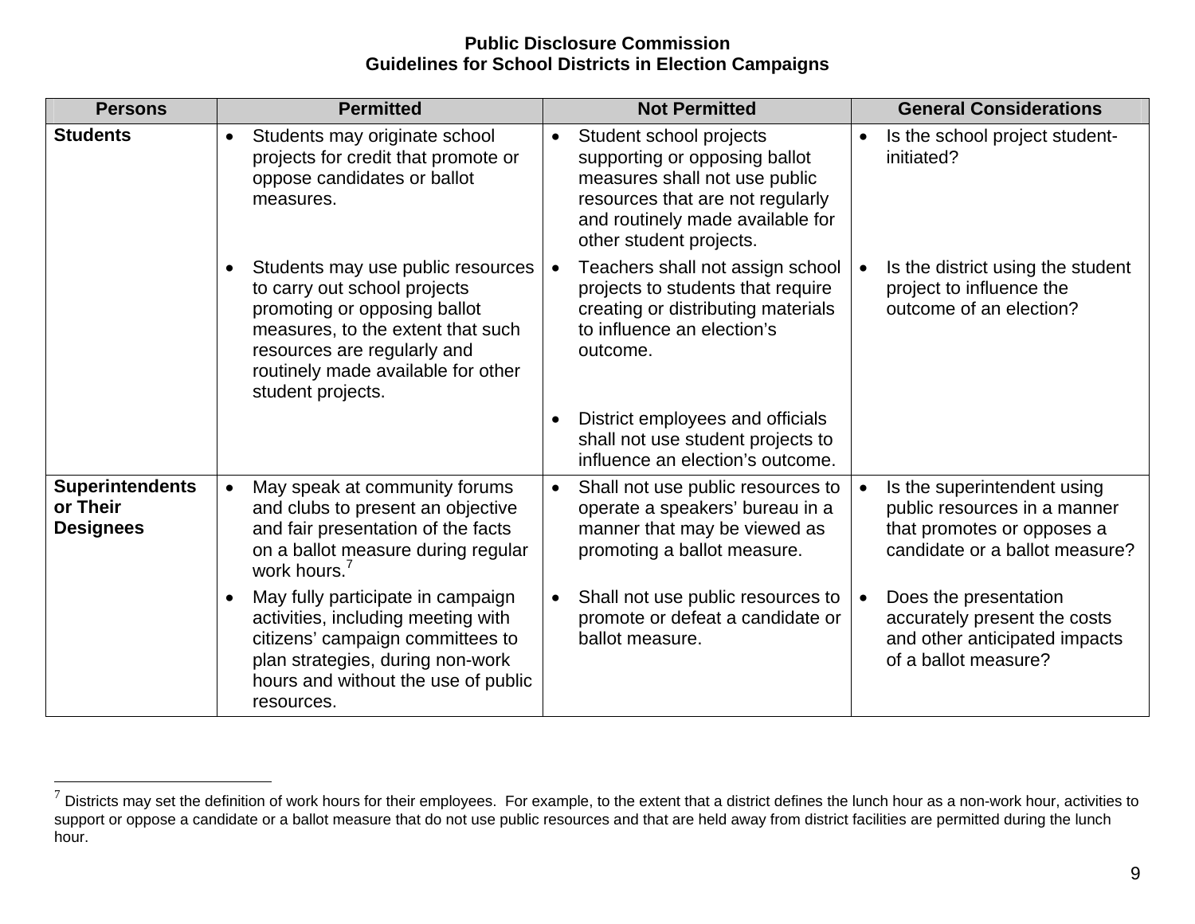**Public Disclosure Commission**
**Guidelines for School Districts in Election Campaigns**

| Persons | Permitted | Not Permitted | General Considerations |
|---|---|---|---|
| **Students** | • Students may originate school projects for credit that promote or oppose candidates or ballot measures. | • Student school projects supporting or opposing ballot measures shall not use public resources that are not regularly and routinely made available for other student projects. | • Is the school project student-initiated? |
| | • Students may use public resources to carry out school projects promoting or opposing ballot measures, to the extent that such resources are regularly and routinely made available for other student projects. | • Teachers shall not assign school projects to students that require creating or distributing materials to influence an election's outcome. | • Is the district using the student project to influence the outcome of an election? |
| | | • District employees and officials shall not use student projects to influence an election's outcome. | |
| **Superintendents or Their Designees** | • May speak at community forums and clubs to present an objective and fair presentation of the facts on a ballot measure during regular work hours.[7] | • Shall not use public resources to operate a speakers' bureau in a manner that may be viewed as promoting a ballot measure. | • Is the superintendent using public resources in a manner that promotes or opposes a candidate or a ballot measure? |
| | • May fully participate in campaign activities, including meeting with citizens' campaign committees to plan strategies, during non-work hours and without the use of public resources. | • Shall not use public resources to promote or defeat a candidate or ballot measure. | • Does the presentation accurately present the costs and other anticipated impacts of a ballot measure? |

[7] Districts may set the definition of work hours for their employees. For example, to the extent that a district defines the lunch hour as a non-work hour, activities to support or oppose a candidate or a ballot measure that do not use public resources and that are held away from district facilities are permitted during the lunch hour.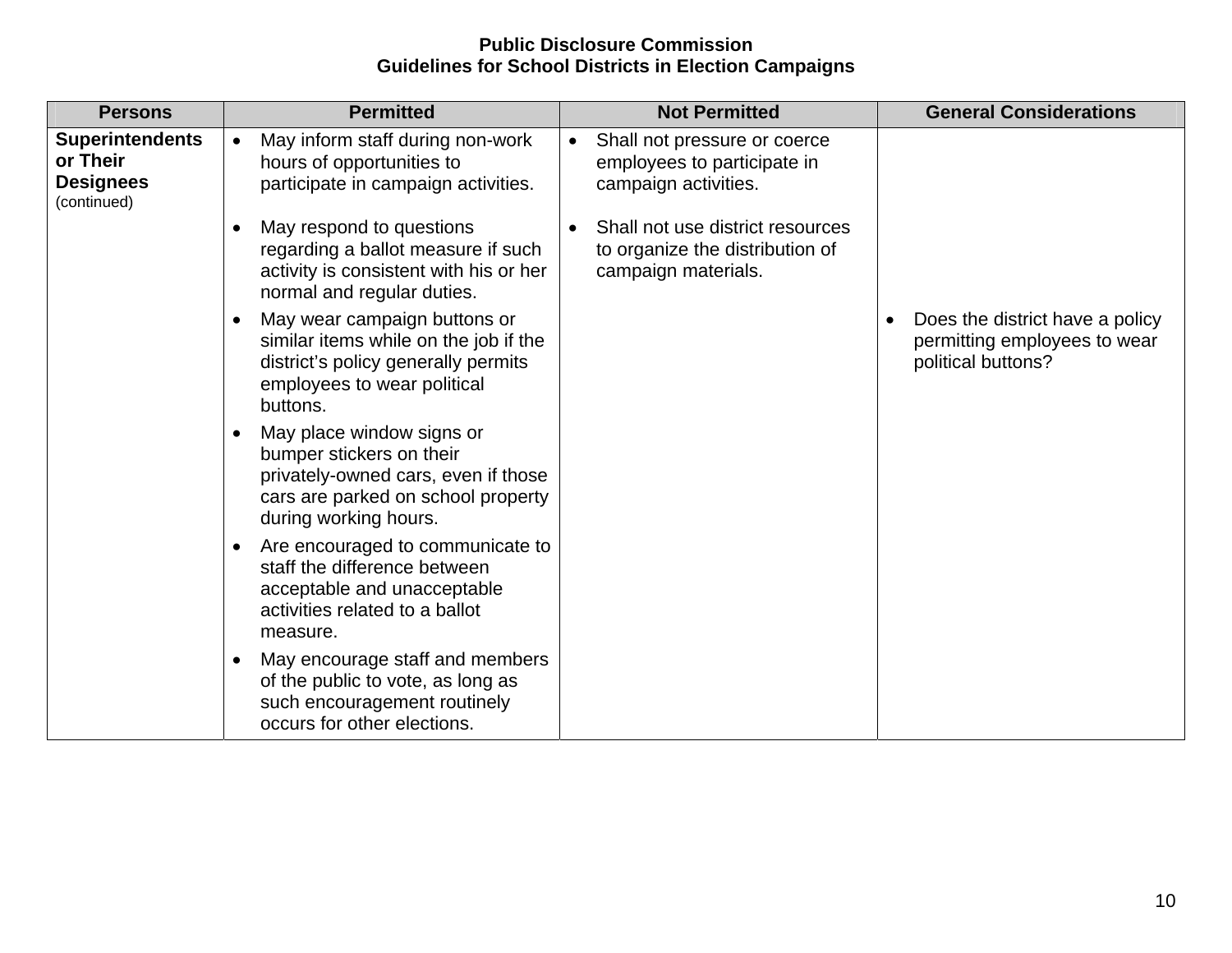**Public Disclosure Commission**
**Guidelines for School Districts in Election Campaigns**

| Persons | Permitted | Not Permitted | General Considerations |
|---|---|---|---|
| **Superintendents or Their Designees** (continued) | • May inform staff during non-work hours of opportunities to participate in campaign activities.<br><br>• May respond to questions regarding a ballot measure if such activity is consistent with his or her normal and regular duties.<br><br>• May wear campaign buttons or similar items while on the job if the district's policy generally permits employees to wear political buttons.<br><br>• May place window signs or bumper stickers on their privately-owned cars, even if those cars are parked on school property during working hours.<br><br>• Are encouraged to communicate to staff the difference between acceptable and unacceptable activities related to a ballot measure.<br><br>• May encourage staff and members of the public to vote, as long as such encouragement routinely occurs for other elections. | • Shall not pressure or coerce employees to participate in campaign activities.<br><br>• Shall not use district resources to organize the distribution of campaign materials. | • Does the district have a policy permitting employees to wear political buttons? |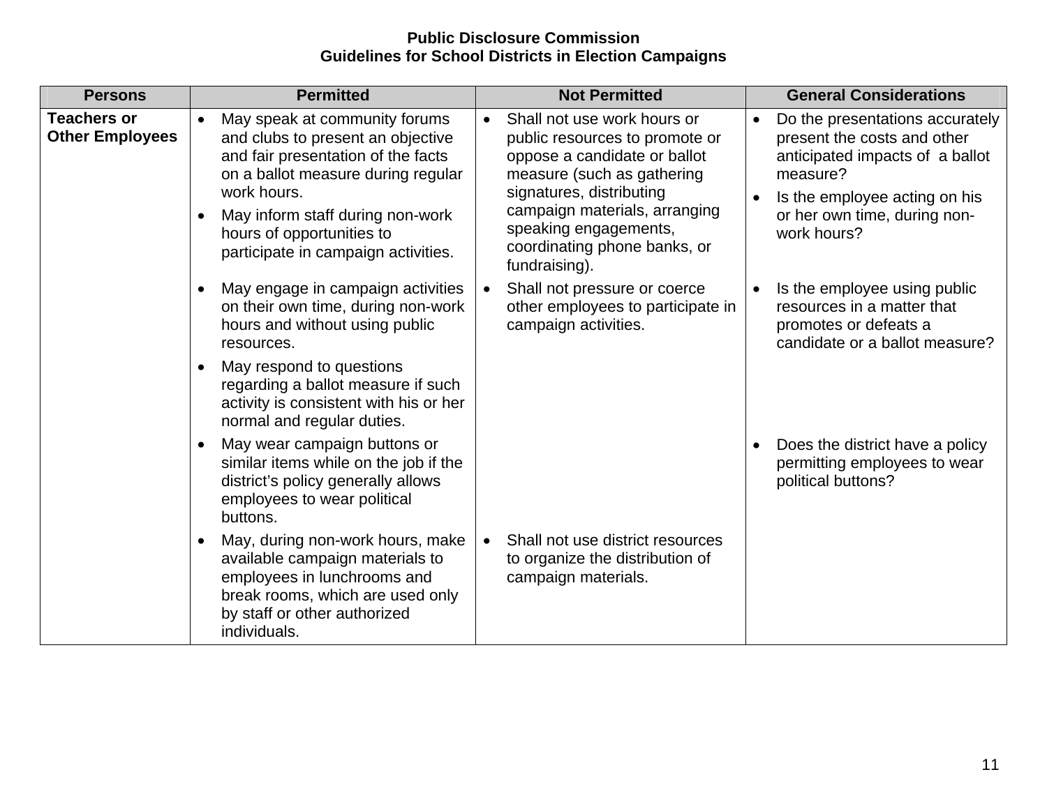**Public Disclosure Commission**
**Guidelines for School Districts in Election Campaigns**

| Persons | Permitted | Not Permitted | General Considerations |
|---|---|---|---|
| **Teachers or Other Employees** | • May speak at community forums and clubs to present an objective and fair presentation of the facts on a ballot measure during regular work hours.<br>• May inform staff during non-work hours of opportunities to participate in campaign activities. | • Shall not use work hours or public resources to promote or oppose a candidate or ballot measure (such as gathering signatures, distributing campaign materials, arranging speaking engagements, coordinating phone banks, or fundraising). | • Do the presentations accurately present the costs and other anticipated impacts of a ballot measure?<br>• Is the employee acting on his or her own time, during non-work hours? |
| | • May engage in campaign activities on their own time, during non-work hours and without using public resources.<br>• May respond to questions regarding a ballot measure if such activity is consistent with his or her normal and regular duties. | • Shall not pressure or coerce other employees to participate in campaign activities. | • Is the employee using public resources in a matter that promotes or defeats a candidate or a ballot measure? |
| | • May wear campaign buttons or similar items while on the job if the district's policy generally allows employees to wear political buttons. | | • Does the district have a policy permitting employees to wear political buttons? |
| | • May, during non-work hours, make available campaign materials to employees in lunchrooms and break rooms, which are used only by staff or other authorized individuals. | • Shall not use district resources to organize the distribution of campaign materials. | |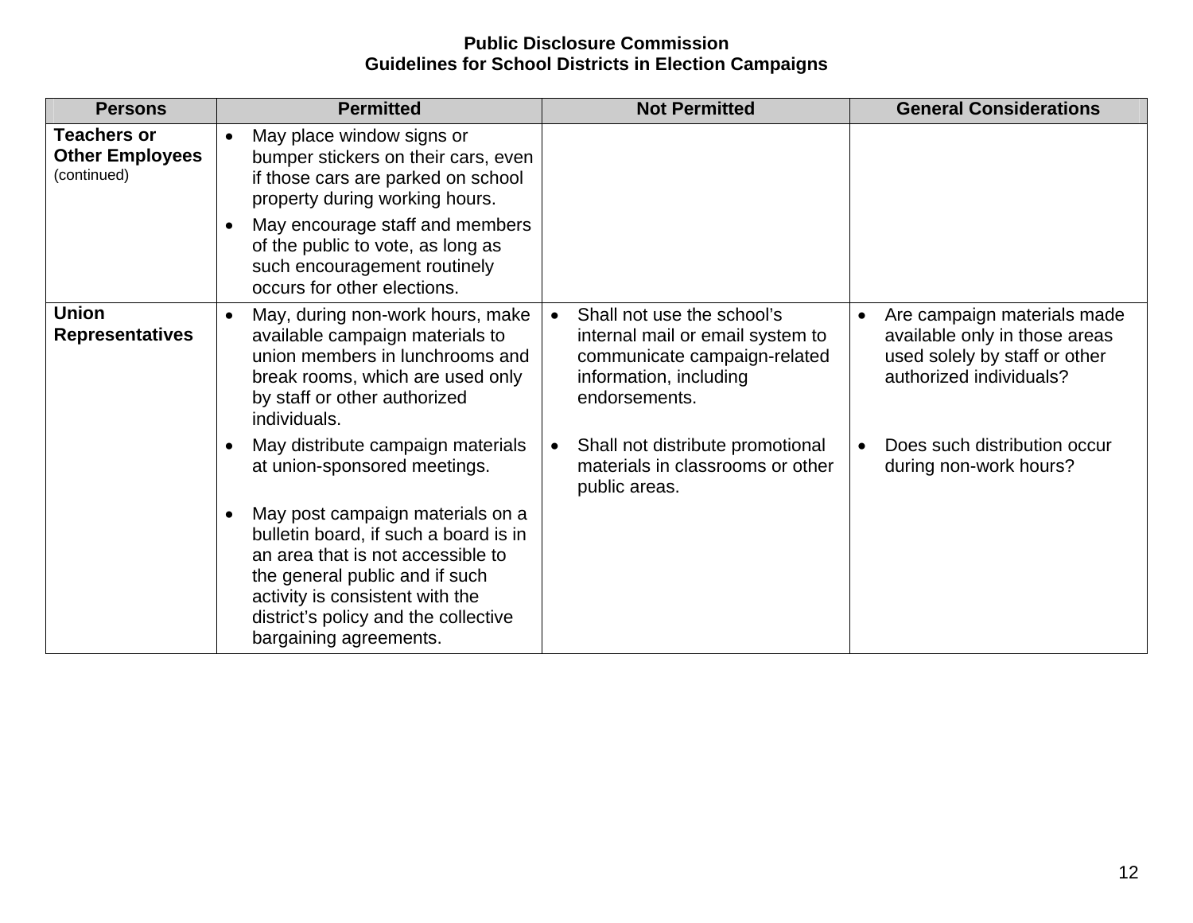**Public Disclosure Commission**
**Guidelines for School Districts in Election Campaigns**

| Persons | Permitted | Not Permitted | General Considerations |
|---|---|---|---|
| **Teachers or Other Employees** (continued) | • May place window signs or bumper stickers on their cars, even if those cars are parked on school property during working hours.<br>• May encourage staff and members of the public to vote, as long as such encouragement routinely occurs for other elections. | | |
| **Union Representatives** | • May, during non-work hours, make available campaign materials to union members in lunchrooms and break rooms, which are used only by staff or other authorized individuals.<br>• May distribute campaign materials at union-sponsored meetings.<br>• May post campaign materials on a bulletin board, if such a board is in an area that is not accessible to the general public and if such activity is consistent with the district's policy and the collective bargaining agreements. | • Shall not use the school's internal mail or email system to communicate campaign-related information, including endorsements.<br>• Shall not distribute promotional materials in classrooms or other public areas. | • Are campaign materials made available only in those areas used solely by staff or other authorized individuals?<br>• Does such distribution occur during non-work hours? |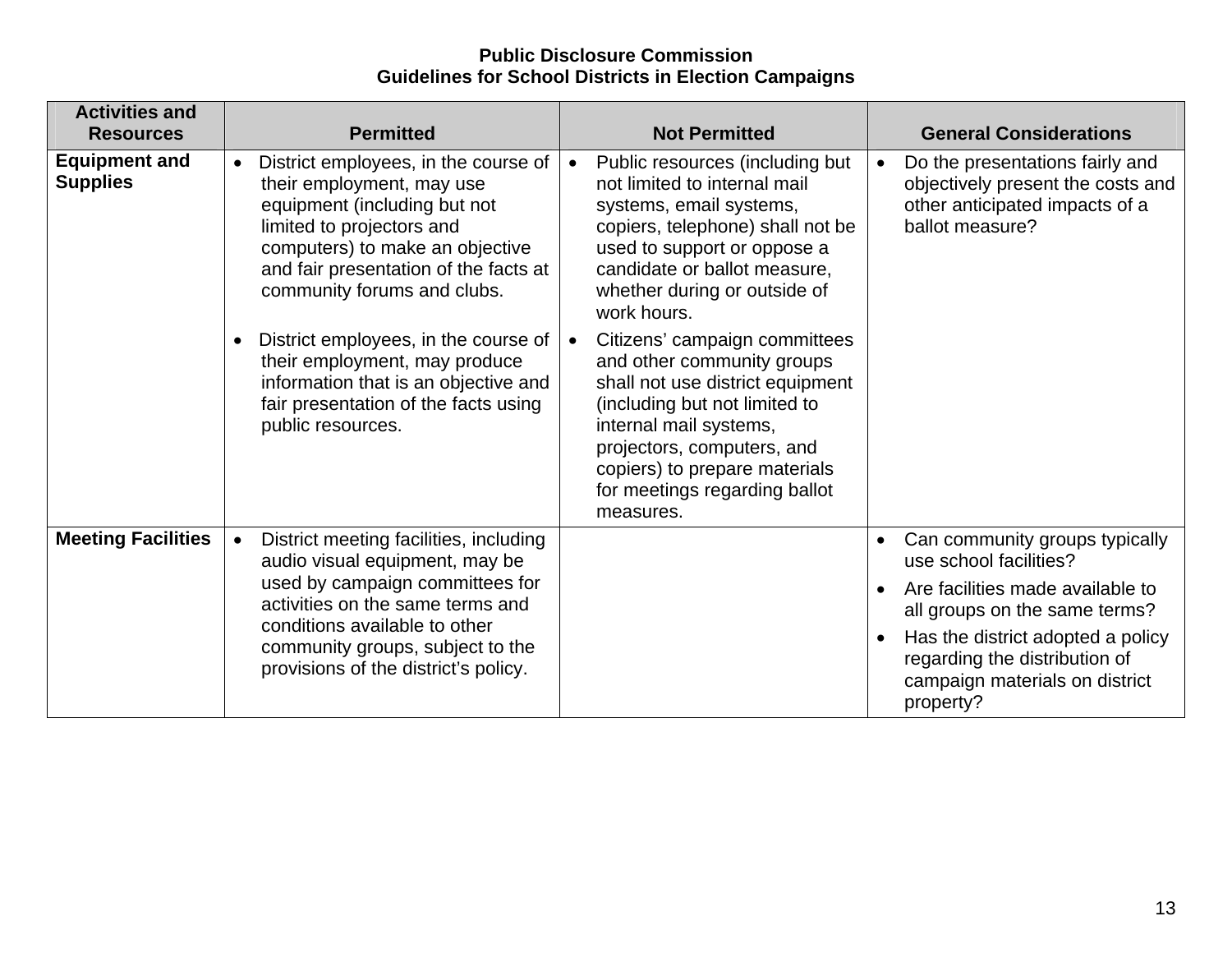**Public Disclosure Commission**
**Guidelines for School Districts in Election Campaigns**

| Activities and Resources | Permitted | Not Permitted | General Considerations |
|---|---|---|---|
| **Equipment and Supplies** | • District employees, in the course of their employment, may use equipment (including but not limited to projectors and computers) to make an objective and fair presentation of the facts at community forums and clubs.<br><br>• District employees, in the course of their employment, may produce information that is an objective and fair presentation of the facts using public resources. | • Public resources (including but not limited to internal mail systems, email systems, copiers, telephone) shall not be used to support or oppose a candidate or ballot measure, whether during or outside of work hours.<br><br>• Citizens' campaign committees and other community groups shall not use district equipment (including but not limited to internal mail systems, projectors, computers, and copiers) to prepare materials for meetings regarding ballot measures. | • Do the presentations fairly and objectively present the costs and other anticipated impacts of a ballot measure? |
| **Meeting Facilities** | • District meeting facilities, including audio visual equipment, may be used by campaign committees for activities on the same terms and conditions available to other community groups, subject to the provisions of the district's policy. | | • Can community groups typically use school facilities?<br><br>• Are facilities made available to all groups on the same terms?<br><br>• Has the district adopted a policy regarding the distribution of campaign materials on district property? |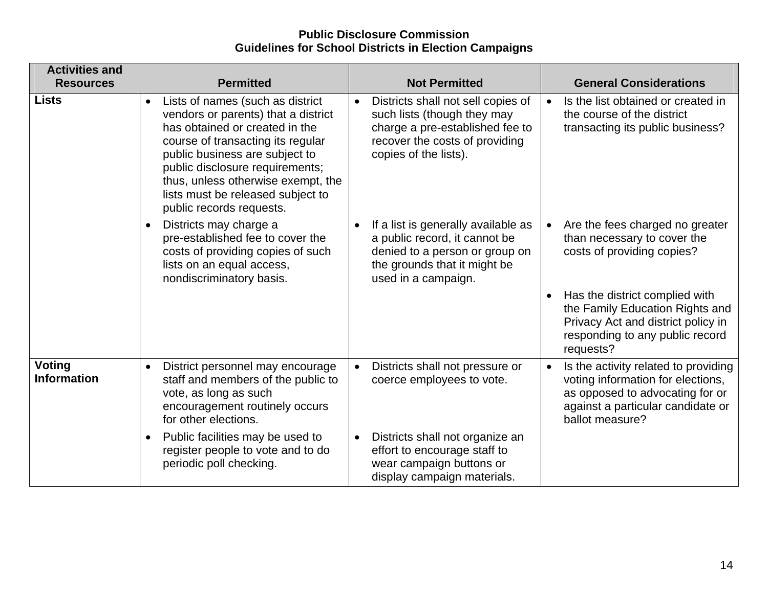**Public Disclosure Commission**
**Guidelines for School Districts in Election Campaigns**

| Activities and Resources | Permitted | Not Permitted | General Considerations |
|---|---|---|---|
| **Lists** | • Lists of names (such as district vendors or parents) that a district has obtained or created in the course of transacting its regular public business are subject to public disclosure requirements; thus, unless otherwise exempt, the lists must be released subject to public records requests.<br><br>• Districts may charge a pre-established fee to cover the costs of providing copies of such lists on an equal access, nondiscriminatory basis. | • Districts shall not sell copies of such lists (though they may charge a pre-established fee to recover the costs of providing copies of the lists).<br><br>• If a list is generally available as a public record, it cannot be denied to a person or group on the grounds that it might be used in a campaign. | • Is the list obtained or created in the course of the district transacting its public business?<br><br>• Are the fees charged no greater than necessary to cover the costs of providing copies?<br><br>• Has the district complied with the Family Education Rights and Privacy Act and district policy in responding to any public record requests? |
| **Voting Information** | • District personnel may encourage staff and members of the public to vote, as long as such encouragement routinely occurs for other elections.<br><br>• Public facilities may be used to register people to vote and to do periodic poll checking. | • Districts shall not pressure or coerce employees to vote.<br><br>• Districts shall not organize an effort to encourage staff to wear campaign buttons or display campaign materials. | • Is the activity related to providing voting information for elections, as opposed to advocating for or against a particular candidate or ballot measure? |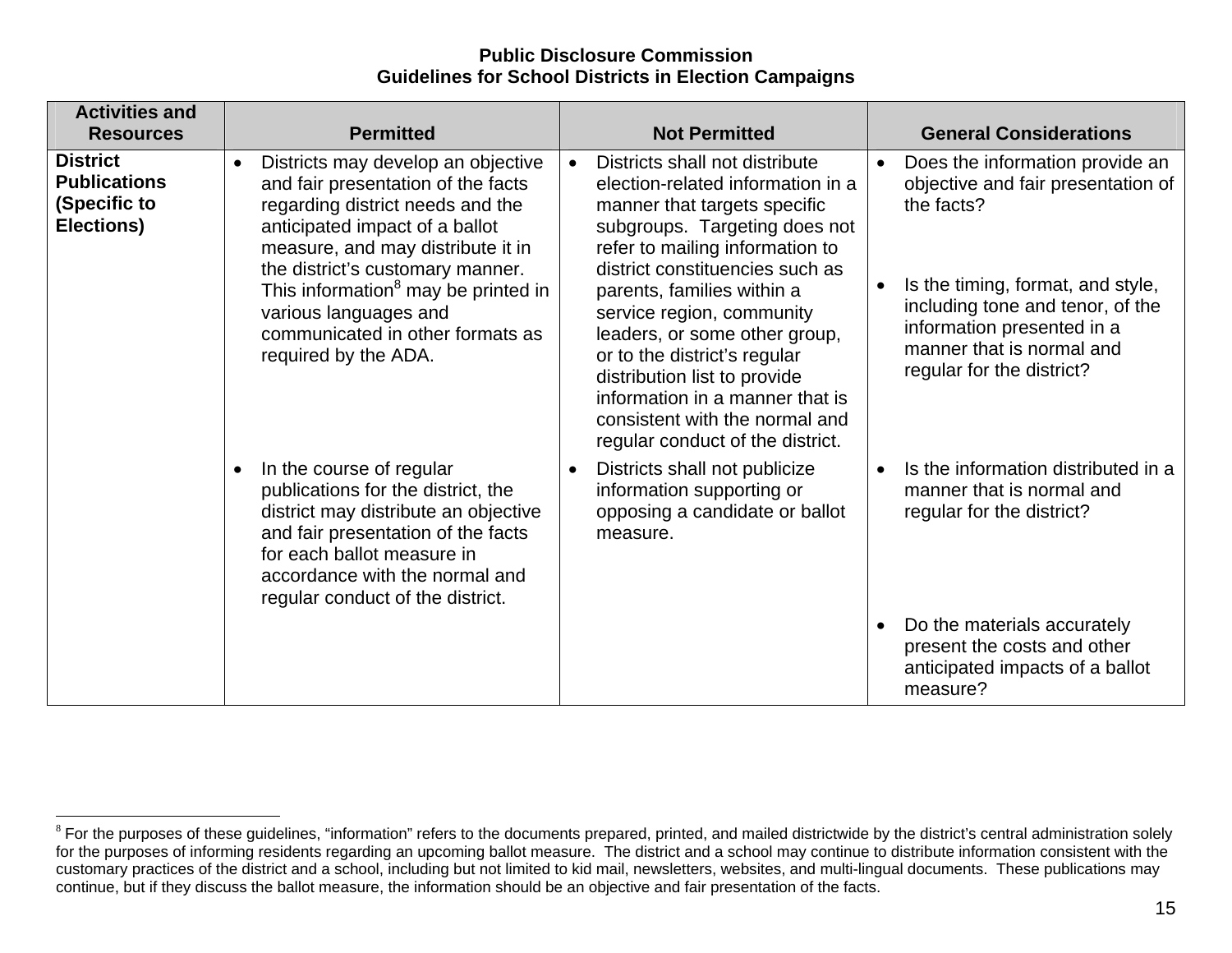**Public Disclosure Commission**
**Guidelines for School Districts in Election Campaigns**

| Activities and Resources | Permitted | Not Permitted | General Considerations |
|---|---|---|---|
| **District Publications (Specific to Elections)** | • Districts may develop an objective and fair presentation of the facts regarding district needs and the anticipated impact of a ballot measure, and may distribute it in the district's customary manner. This information[8] may be printed in various languages and communicated in other formats as required by the ADA. | • Districts shall not distribute election-related information in a manner that targets specific subgroups. Targeting does not refer to mailing information to district constituencies such as parents, families within a service region, community leaders, or some other group, or to the district's regular distribution list to provide information in a manner that is consistent with the normal and regular conduct of the district. | • Does the information provide an objective and fair presentation of the facts?<br><br>• Is the timing, format, and style, including tone and tenor, of the information presented in a manner that is normal and regular for the district? |
| | • In the course of regular publications for the district, the district may distribute an objective and fair presentation of the facts for each ballot measure in accordance with the normal and regular conduct of the district. | • Districts shall not publicize information supporting or opposing a candidate or ballot measure. | • Is the information distributed in a manner that is normal and regular for the district?<br><br>• Do the materials accurately present the costs and other anticipated impacts of a ballot measure? |

[8] For the purposes of these guidelines, "information" refers to the documents prepared, printed, and mailed districtwide by the district's central administration solely for the purposes of informing residents regarding an upcoming ballot measure. The district and a school may continue to distribute information consistent with the customary practices of the district and a school, including but not limited to kid mail, newsletters, websites, and multi-lingual documents. These publications may continue, but if they discuss the ballot measure, the information should be an objective and fair presentation of the facts.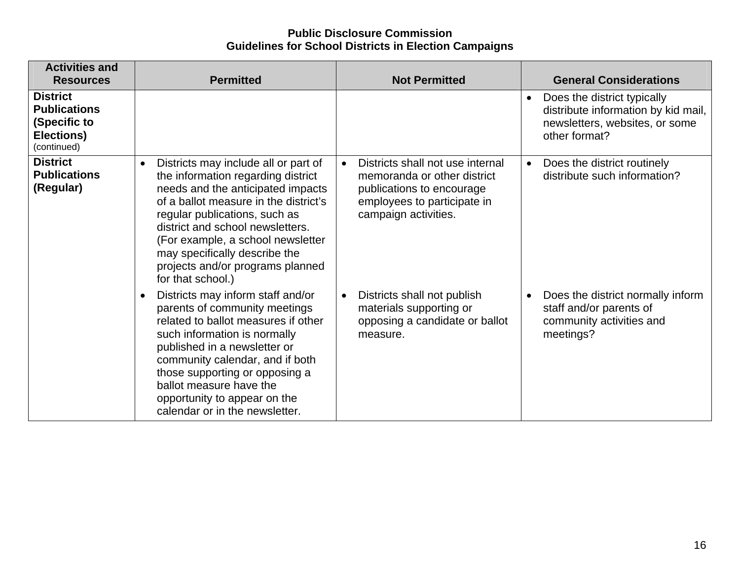**Public Disclosure Commission**
**Guidelines for School Districts in Election Campaigns**

| Activities and Resources | Permitted | Not Permitted | General Considerations |
|---|---|---|---|
| **District Publications (Specific to Elections)** (continued) | | | • Does the district typically distribute information by kid mail, newsletters, websites, or some other format? |
| **District Publications (Regular)** | • Districts may include all or part of the information regarding district needs and the anticipated impacts of a ballot measure in the district's regular publications, such as district and school newsletters. (For example, a school newsletter may specifically describe the projects and/or programs planned for that school.) | • Districts shall not use internal memoranda or other district publications to encourage employees to participate in campaign activities. | • Does the district routinely distribute such information? |
| | • Districts may inform staff and/or parents of community meetings related to ballot measures if other such information is normally published in a newsletter or community calendar, and if both those supporting or opposing a ballot measure have the opportunity to appear on the calendar or in the newsletter. | • Districts shall not publish materials supporting or opposing a candidate or ballot measure. | • Does the district normally inform staff and/or parents of community activities and meetings? |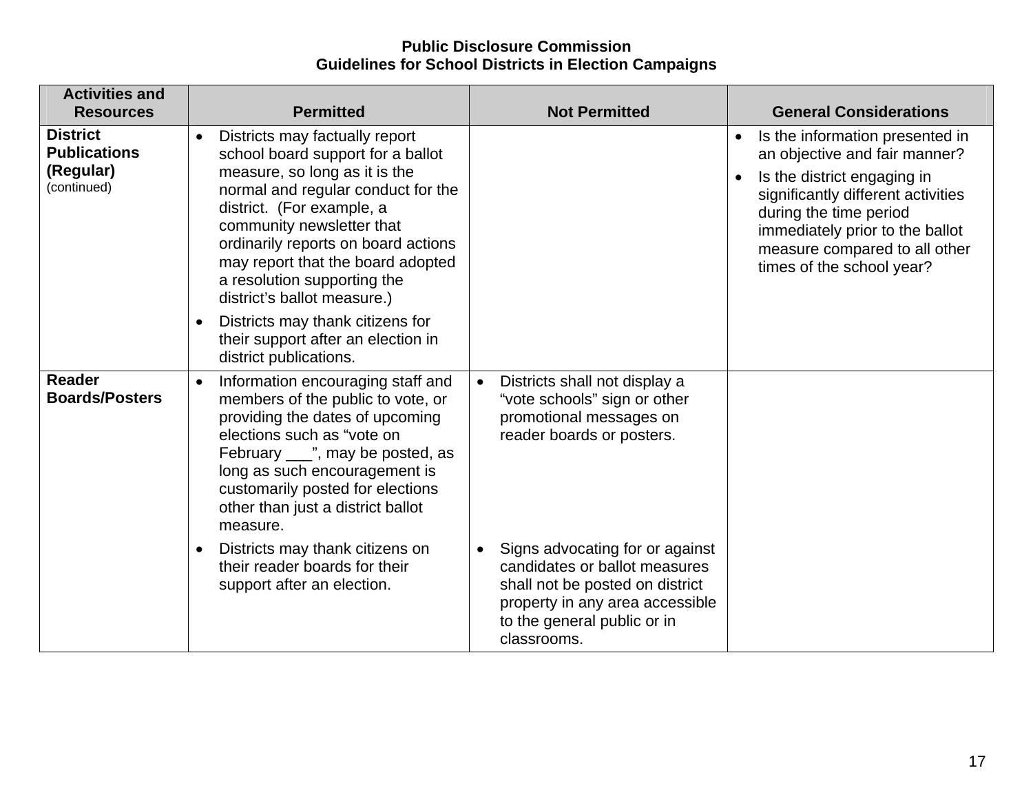**Public Disclosure Commission**
**Guidelines for School Districts in Election Campaigns**

| Activities and Resources | Permitted | Not Permitted | General Considerations |
|---|---|---|---|
| **District Publications (Regular)** (continued) | • Districts may factually report school board support for a ballot measure, so long as it is the normal and regular conduct for the district. (For example, a community newsletter that ordinarily reports on board actions may report that the board adopted a resolution supporting the district's ballot measure.)<br>• Districts may thank citizens for their support after an election in district publications. | | • Is the information presented in an objective and fair manner?<br>• Is the district engaging in significantly different activities during the time period immediately prior to the ballot measure compared to all other times of the school year? |
| **Reader Boards/Posters** | • Information encouraging staff and members of the public to vote, or providing the dates of upcoming elections such as "vote on February ___", may be posted, as long as such encouragement is customarily posted for elections other than just a district ballot measure.<br>• Districts may thank citizens on their reader boards for their support after an election. | • Districts shall not display a "vote schools" sign or other promotional messages on reader boards or posters.<br>• Signs advocating for or against candidates or ballot measures shall not be posted on district property in any area accessible to the general public or in classrooms. | |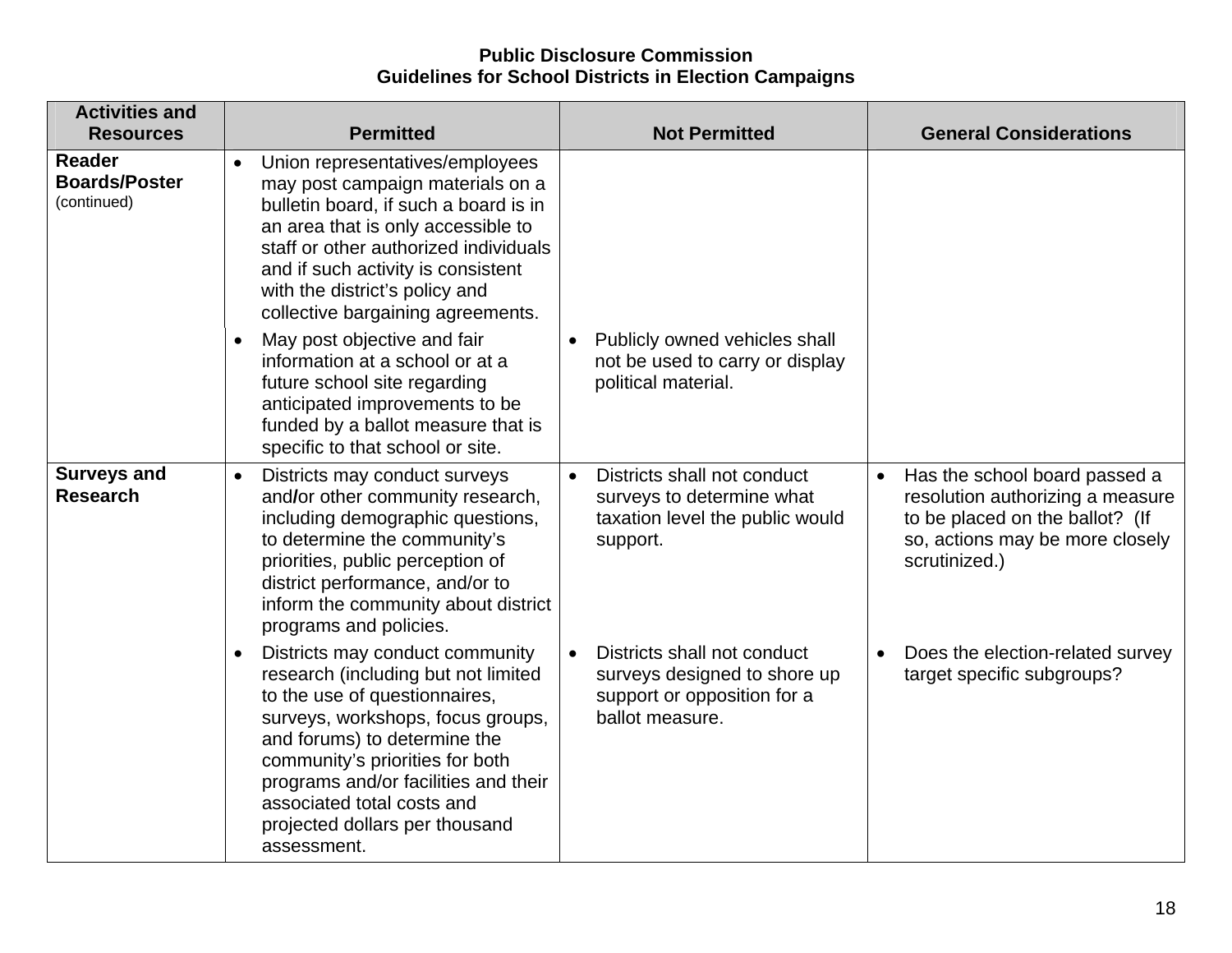**Public Disclosure Commission**
**Guidelines for School Districts in Election Campaigns**

| Activities and Resources | Permitted | Not Permitted | General Considerations |
|---|---|---|---|
| **Reader Boards/Poster** (continued) | • Union representatives/employees may post campaign materials on a bulletin board, if such a board is in an area that is only accessible to staff or other authorized individuals and if such activity is consistent with the district's policy and collective bargaining agreements. | | |
| | • May post objective and fair information at a school or at a future school site regarding anticipated improvements to be funded by a ballot measure that is specific to that school or site. | • Publicly owned vehicles shall not be used to carry or display political material. | |
| **Surveys and Research** | • Districts may conduct surveys and/or other community research, including demographic questions, to determine the community's priorities, public perception of district performance, and/or to inform the community about district programs and policies. | • Districts shall not conduct surveys to determine what taxation level the public would support. | • Has the school board passed a resolution authorizing a measure to be placed on the ballot? (If so, actions may be more closely scrutinized.) |
| | • Districts may conduct community research (including but not limited to the use of questionnaires, surveys, workshops, focus groups, and forums) to determine the community's priorities for both programs and/or facilities and their associated total costs and projected dollars per thousand assessment. | • Districts shall not conduct surveys designed to shore up support or opposition for a ballot measure. | • Does the election-related survey target specific subgroups? |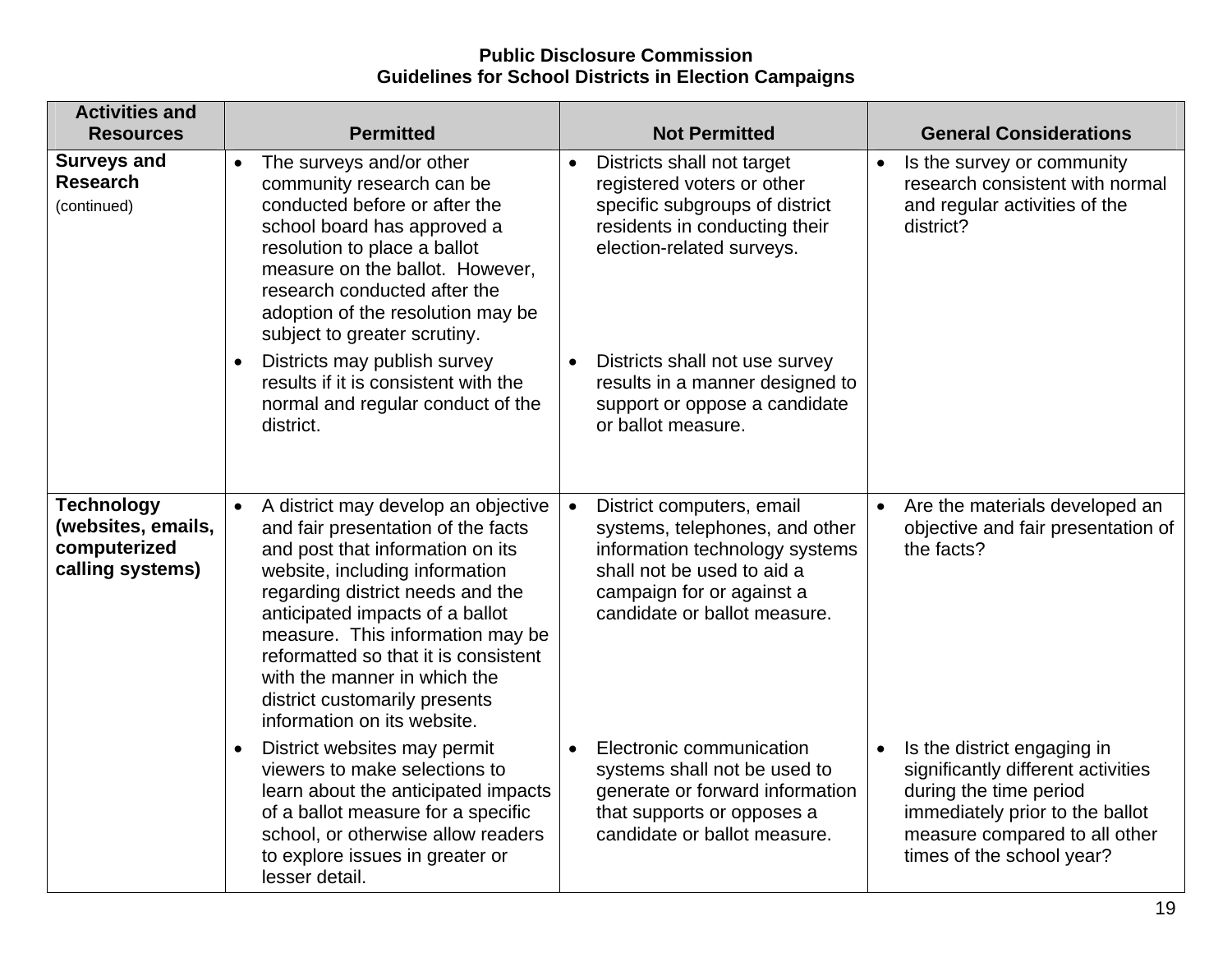**Public Disclosure Commission**
**Guidelines for School Districts in Election Campaigns**

| Activities and Resources | Permitted | Not Permitted | General Considerations |
|---|---|---|---|
| **Surveys and Research** (continued) | • The surveys and/or other community research can be conducted before or after the school board has approved a resolution to place a ballot measure on the ballot. However, research conducted after the adoption of the resolution may be subject to greater scrutiny.<br>• Districts may publish survey results if it is consistent with the normal and regular conduct of the district. | • Districts shall not target registered voters or other specific subgroups of district residents in conducting their election-related surveys.<br>• Districts shall not use survey results in a manner designed to support or oppose a candidate or ballot measure. | • Is the survey or community research consistent with normal and regular activities of the district? |
| **Technology (websites, emails, computerized calling systems)** | • A district may develop an objective and fair presentation of the facts and post that information on its website, including information regarding district needs and the anticipated impacts of a ballot measure. This information may be reformatted so that it is consistent with the manner in which the district customarily presents information on its website.<br>• District websites may permit viewers to make selections to learn about the anticipated impacts of a ballot measure for a specific school, or otherwise allow readers to explore issues in greater or lesser detail. | • District computers, email systems, telephones, and other information technology systems shall not be used to aid a campaign for or against a candidate or ballot measure.<br>• Electronic communication systems shall not be used to generate or forward information that supports or opposes a candidate or ballot measure. | • Are the materials developed an objective and fair presentation of the facts?<br>• Is the district engaging in significantly different activities during the time period immediately prior to the ballot measure compared to all other times of the school year? |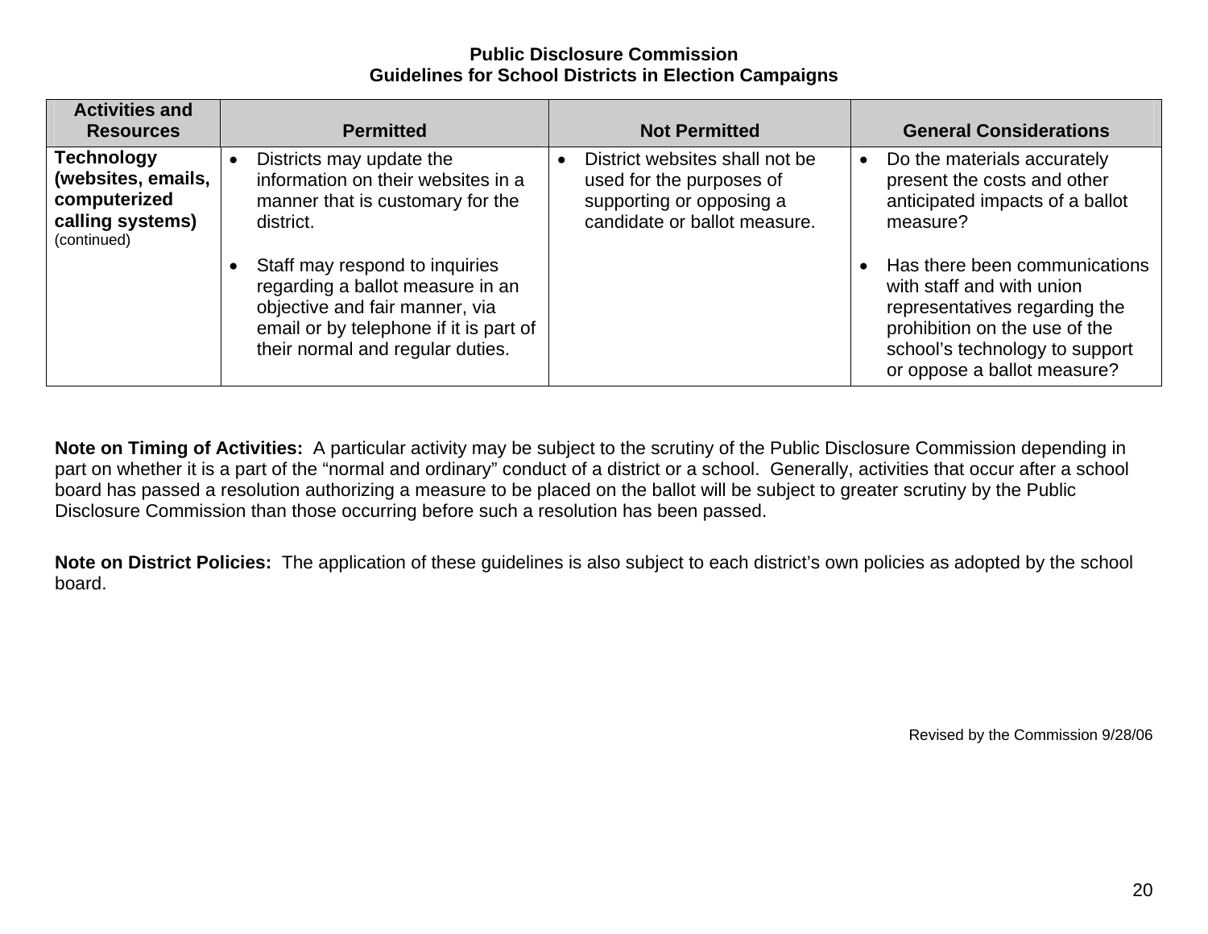**Public Disclosure Commission**
**Guidelines for School Districts in Election Campaigns**

| Activities and Resources | Permitted | Not Permitted | General Considerations |
|---|---|---|---|
| **Technology (websites, emails, computerized calling systems)** (continued) | • Districts may update the information on their websites in a manner that is customary for the district.<br><br>• Staff may respond to inquiries regarding a ballot measure in an objective and fair manner, via email or by telephone if it is part of their normal and regular duties. | • District websites shall not be used for the purposes of supporting or opposing a candidate or ballot measure. | • Do the materials accurately present the costs and other anticipated impacts of a ballot measure?<br><br>• Has there been communications with staff and with union representatives regarding the prohibition on the use of the school's technology to support or oppose a ballot measure? |

**Note on Timing of Activities:** A particular activity may be subject to the scrutiny of the Public Disclosure Commission depending in part on whether it is a part of the "normal and ordinary" conduct of a district or a school. Generally, activities that occur after a school board has passed a resolution authorizing a measure to be placed on the ballot will be subject to greater scrutiny by the Public Disclosure Commission than those occurring before such a resolution has been passed.

**Note on District Policies:** The application of these guidelines is also subject to each district's own policies as adopted by the school board.

Revised by the Commission 9/28/06